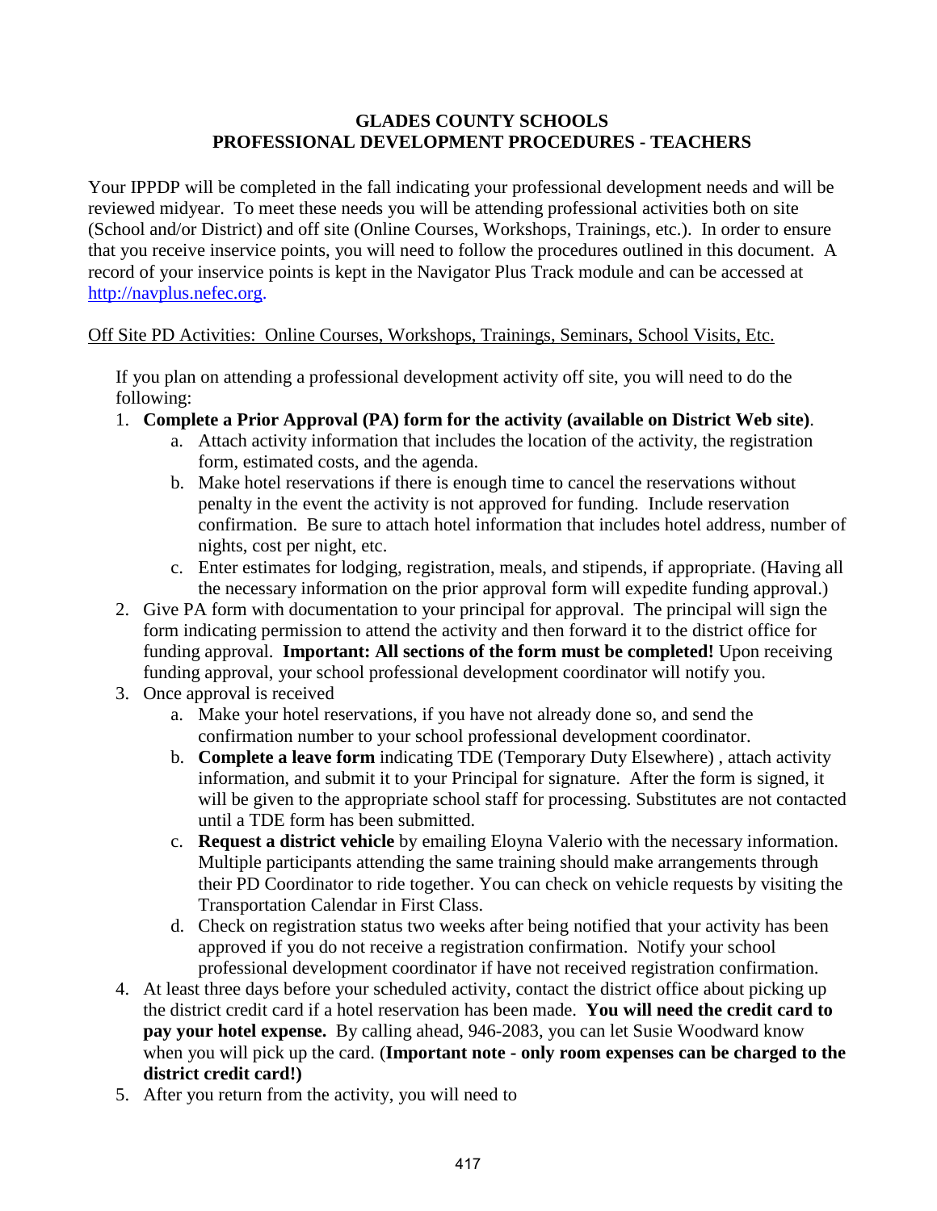**GLADES COUNTY SCHOOLS**
**PROFESSIONAL DEVELOPMENT PROCEDURES - TEACHERS**

Your IPPDP will be completed in the fall indicating your professional development needs and will be reviewed midyear. To meet these needs you will be attending professional activities both on site (School and/or District) and off site (Online Courses, Workshops, Trainings, etc.). In order to ensure that you receive inservice points, you will need to follow the procedures outlined in this document. A record of your inservice points is kept in the Navigator Plus Track module and can be accessed at http://navplus.nefec.org.

Off Site PD Activities: Online Courses, Workshops, Trainings, Seminars, School Visits, Etc.

If you plan on attending a professional development activity off site, you will need to do the following:

1. **Complete a Prior Approval (PA) form for the activity (available on District Web site)**.
   a. Attach activity information that includes the location of the activity, the registration form, estimated costs, and the agenda.
   b. Make hotel reservations if there is enough time to cancel the reservations without penalty in the event the activity is not approved for funding. Include reservation confirmation. Be sure to attach hotel information that includes hotel address, number of nights, cost per night, etc.
   c. Enter estimates for lodging, registration, meals, and stipends, if appropriate. (Having all the necessary information on the prior approval form will expedite funding approval.)
2. Give PA form with documentation to your principal for approval. The principal will sign the form indicating permission to attend the activity and then forward it to the district office for funding approval. **Important: All sections of the form must be completed!** Upon receiving funding approval, your school professional development coordinator will notify you.
3. Once approval is received
   a. Make your hotel reservations, if you have not already done so, and send the confirmation number to your school professional development coordinator.
   b. **Complete a leave form** indicating TDE (Temporary Duty Elsewhere) , attach activity information, and submit it to your Principal for signature. After the form is signed, it will be given to the appropriate school staff for processing. Substitutes are not contacted until a TDE form has been submitted.
   c. **Request a district vehicle** by emailing Eloyna Valerio with the necessary information. Multiple participants attending the same training should make arrangements through their PD Coordinator to ride together. You can check on vehicle requests by visiting the Transportation Calendar in First Class.
   d. Check on registration status two weeks after being notified that your activity has been approved if you do not receive a registration confirmation. Notify your school professional development coordinator if have not received registration confirmation.
4. At least three days before your scheduled activity, contact the district office about picking up the district credit card if a hotel reservation has been made. **You will need the credit card to pay your hotel expense.** By calling ahead, 946-2083, you can let Susie Woodward know when you will pick up the card. (**Important note - only room expenses can be charged to the district credit card!)**
5. After you return from the activity, you will need to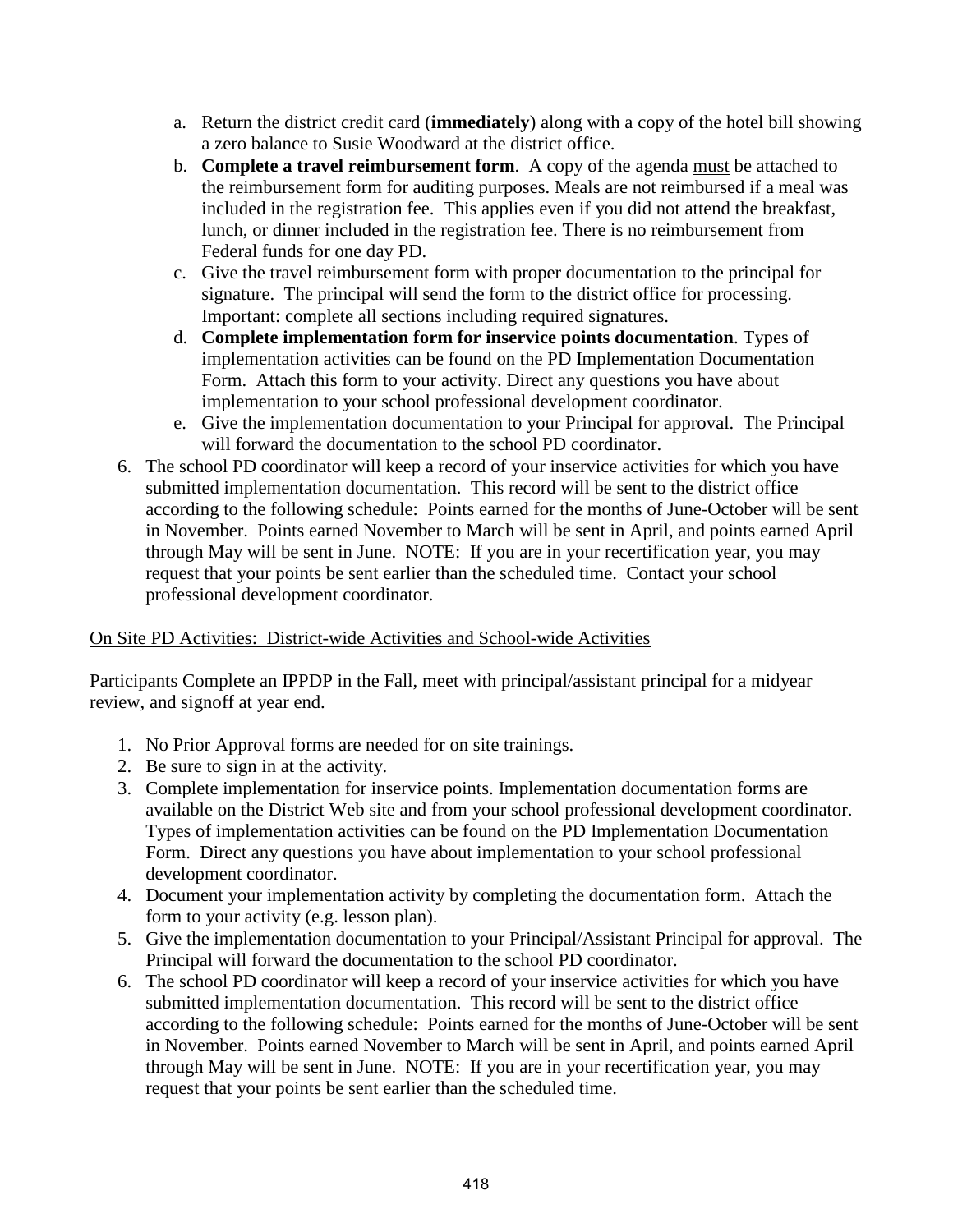a. Return the district credit card (**immediately**) along with a copy of the hotel bill showing a zero balance to Susie Woodward at the district office.
   b. **Complete a travel reimbursement form**. A copy of the agenda <u>must</u> be attached to the reimbursement form for auditing purposes. Meals are not reimbursed if a meal was included in the registration fee. This applies even if you did not attend the breakfast, lunch, or dinner included in the registration fee. There is no reimbursement from Federal funds for one day PD.
   c. Give the travel reimbursement form with proper documentation to the principal for signature. The principal will send the form to the district office for processing. Important: complete all sections including required signatures.
   d. **Complete implementation form for inservice points documentation**. Types of implementation activities can be found on the PD Implementation Documentation Form. Attach this form to your activity. Direct any questions you have about implementation to your school professional development coordinator.
   e. Give the implementation documentation to your Principal for approval. The Principal will forward the documentation to the school PD coordinator.

6. The school PD coordinator will keep a record of your inservice activities for which you have submitted implementation documentation. This record will be sent to the district office according to the following schedule: Points earned for the months of June-October will be sent in November. Points earned November to March will be sent in April, and points earned April through May will be sent in June. NOTE: If you are in your recertification year, you may request that your points be sent earlier than the scheduled time. Contact your school professional development coordinator.

<u>On Site PD Activities: District-wide Activities and School-wide Activities</u>

Participants Complete an IPPDP in the Fall, meet with principal/assistant principal for a midyear review, and signoff at year end.

1. No Prior Approval forms are needed for on site trainings.
2. Be sure to sign in at the activity.
3. Complete implementation for inservice points. Implementation documentation forms are available on the District Web site and from your school professional development coordinator. Types of implementation activities can be found on the PD Implementation Documentation Form. Direct any questions you have about implementation to your school professional development coordinator.
4. Document your implementation activity by completing the documentation form. Attach the form to your activity (e.g. lesson plan).
5. Give the implementation documentation to your Principal/Assistant Principal for approval. The Principal will forward the documentation to the school PD coordinator.
6. The school PD coordinator will keep a record of your inservice activities for which you have submitted implementation documentation. This record will be sent to the district office according to the following schedule: Points earned for the months of June-October will be sent in November. Points earned November to March will be sent in April, and points earned April through May will be sent in June. NOTE: If you are in your recertification year, you may request that your points be sent earlier than the scheduled time.